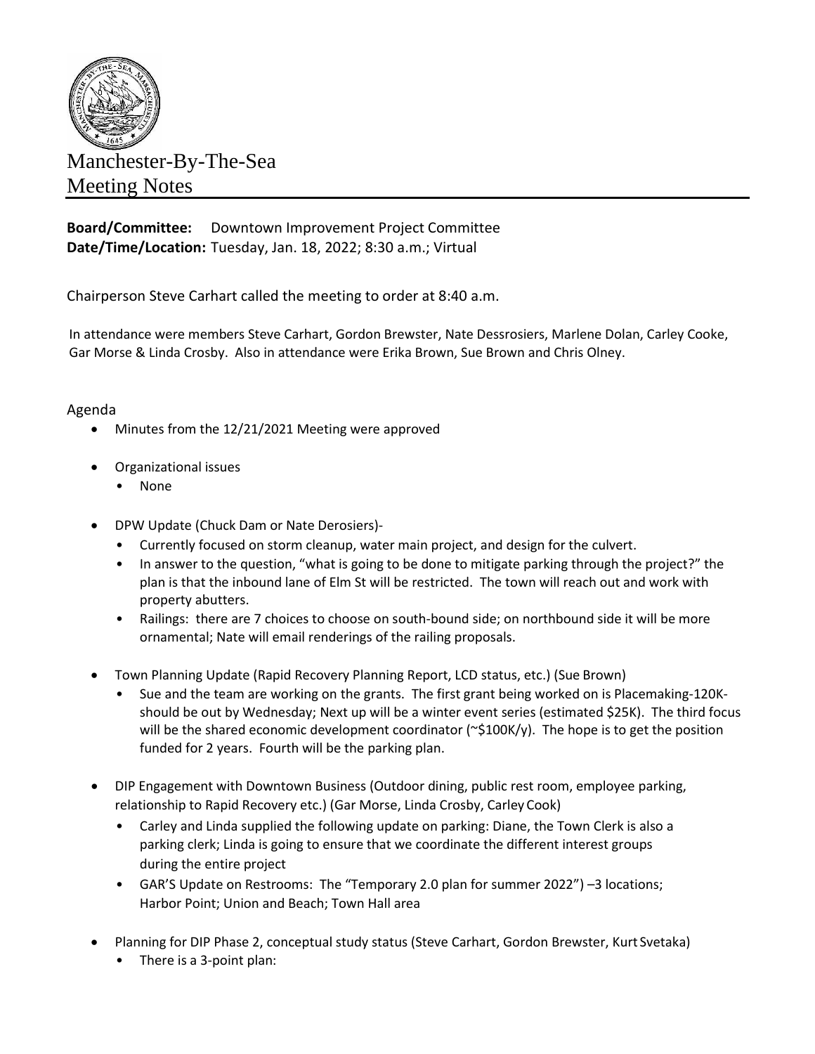# Manchester-By-The-Sea
# Meeting Notes

**Board/Committee:** Downtown Improvement Project Committee
**Date/Time/Location:** Tuesday, Jan. 18, 2022; 8:30 a.m.; Virtual

Chairperson Steve Carhart called the meeting to order at 8:40 a.m.

In attendance were members Steve Carhart, Gordon Brewster, Nate Dessrosiers, Marlene Dolan, Carley Cooke, Gar Morse & Linda Crosby. Also in attendance were Erika Brown, Sue Brown and Chris Olney.

## Agenda

- Minutes from the 12/21/2021 Meeting were approved
- Organizational issues
  - None
- DPW Update (Chuck Dam or Nate Derosiers)-
  - Currently focused on storm cleanup, water main project, and design for the culvert.
  - In answer to the question, "what is going to be done to mitigate parking through the project?" the plan is that the inbound lane of Elm St will be restricted. The town will reach out and work with property abutters.
  - Railings: there are 7 choices to choose on south-bound side; on northbound side it will be more ornamental; Nate will email renderings of the railing proposals.
- Town Planning Update (Rapid Recovery Planning Report, LCD status, etc.) (Sue Brown)
  - Sue and the team are working on the grants. The first grant being worked on is Placemaking-120K- should be out by Wednesday; Next up will be a winter event series (estimated $25K). The third focus will be the shared economic development coordinator (~$100K/y). The hope is to get the position funded for 2 years. Fourth will be the parking plan.
- DIP Engagement with Downtown Business (Outdoor dining, public rest room, employee parking, relationship to Rapid Recovery etc.) (Gar Morse, Linda Crosby, Carley Cook)
  - Carley and Linda supplied the following update on parking: Diane, the Town Clerk is also a parking clerk; Linda is going to ensure that we coordinate the different interest groups during the entire project
  - GAR'S Update on Restrooms: The "Temporary 2.0 plan for summer 2022") –3 locations; Harbor Point; Union and Beach; Town Hall area
- Planning for DIP Phase 2, conceptual study status (Steve Carhart, Gordon Brewster, Kurt Svetaka)
  - There is a 3-point plan: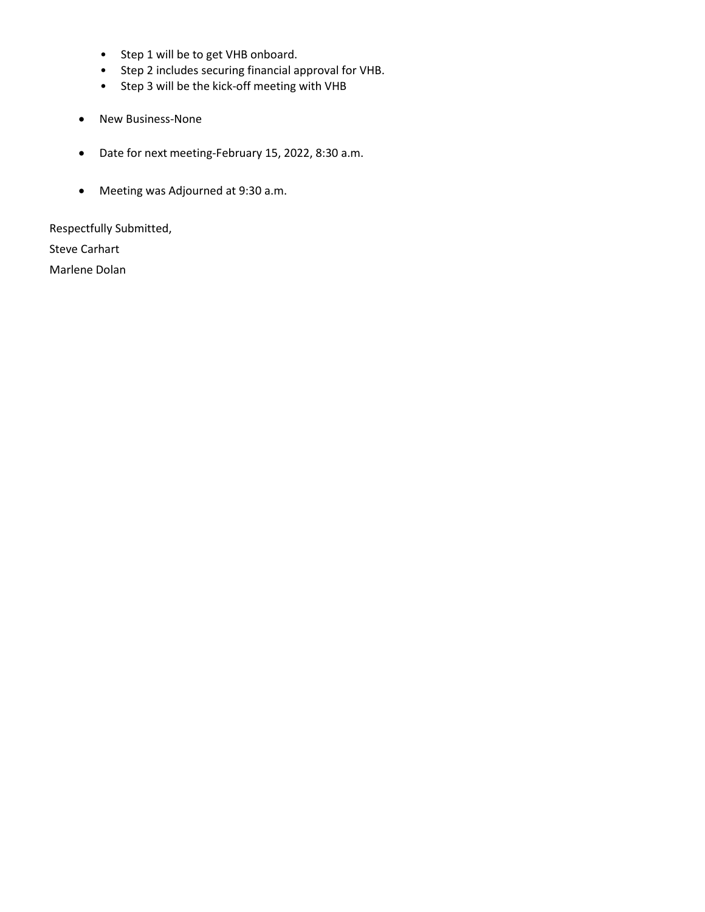- Step 1 will be to get VHB onboard.
- Step 2 includes securing financial approval for VHB.
- Step 3 will be the kick-off meeting with VHB

- New Business-None

- Date for next meeting-February 15, 2022, 8:30 a.m.

- Meeting was Adjourned at 9:30 a.m.

Respectfully Submitted,

Steve Carhart

Marlene Dolan